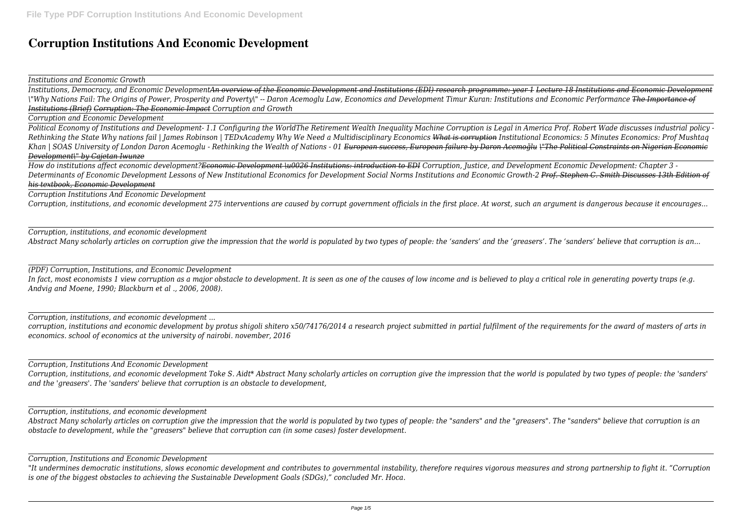# Corruption Institutions And Economic Development

*Institutions and Economic Growth*

*Institutions, Democracy, and Economic Development*~~*An overview of the Economic Development and Institutions (EDI) research programme: year 1*~~ ~~*Lecture 18 Institutions and Economic Development*~~ *\"Why Nations Fail: The Origins of Power, Prosperity and Poverty\" -- Daron Acemoglu Law, Economics and Development Timur Kuran: Institutions and Economic Performance* ~~*The Importance of Institutions (Brief)*~~ ~~*Corruption: The Economic Impact*~~ *Corruption and Growth*

*Corruption and Economic Development*

*Political Economy of Institutions and Development- 1.1 Configuring the WorldThe Retirement Wealth Inequality Machine Corruption is Legal in America Prof. Robert Wade discusses industrial policy - Rethinking the State Why nations fail | James Robinson | TEDxAcademy Why We Need a Multidisciplinary Economics* ~~*What is corruption*~~ *Institutional Economics: 5 Minutes Economics: Prof Mushtaq Khan | SOAS University of London Daron Acemoglu - Rethinking the Wealth of Nations - 01* ~~*European success, European failure by Daron Acemoğlu*~~ ~~*\"The Political Constraints on Nigerian Economic Development\" by Cajetan Iwunze*~~

*How do institutions affect economic development?*~~*Economic Development \u0026 Institutions: introduction to EDI*~~ *Corruption, Justice, and Development Economic Development: Chapter 3 - Determinants of Economic Development Lessons of New Institutional Economics for Development Social Norms Institutions and Economic Growth-2* ~~*Prof. Stephen C. Smith Discusses 13th Edition of his textbook, Economic Development*~~

*Corruption Institutions And Economic Development*

*Corruption, institutions, and economic development 275 interventions are caused by corrupt government officials in the first place. At worst, such an argument is dangerous because it encourages...*

*Corruption, institutions, and economic development*

*Abstract Many scholarly articles on corruption give the impression that the world is populated by two types of people: the 'sanders' and the 'greasers'. The 'sanders' believe that corruption is an...*

*(PDF) Corruption, Institutions, and Economic Development*

*In fact, most economists 1 view corruption as a major obstacle to development. It is seen as one of the causes of low income and is believed to play a critical role in generating poverty traps (e.g. Andvig and Moene, 1990; Blackburn et al ., 2006, 2008).*

*Corruption, institutions, and economic development ...*

*corruption, institutions and economic development by protus shigoli shitero x50/74176/2014 a research project submitted in partial fulfilment of the requirements for the award of masters of arts in economics. school of economics at the university of nairobi. november, 2016*

*Corruption, Institutions And Economic Development*

*Corruption, institutions, and economic development Toke S. Aidt\* Abstract Many scholarly articles on corruption give the impression that the world is populated by two types of people: the 'sanders' and the 'greasers'. The 'sanders' believe that corruption is an obstacle to development,*

*Corruption, institutions, and economic development*

*Abstract Many scholarly articles on corruption give the impression that the world is populated by two types of people: the "sanders" and the "greasers". The "sanders" believe that corruption is an obstacle to development, while the "greasers" believe that corruption can (in some cases) foster development.*

*Corruption, Institutions and Economic Development*

*"It undermines democratic institutions, slows economic development and contributes to governmental instability, therefore requires vigorous measures and strong partnership to fight it. "Corruption is one of the biggest obstacles to achieving the Sustainable Development Goals (SDGs)," concluded Mr. Hoca.*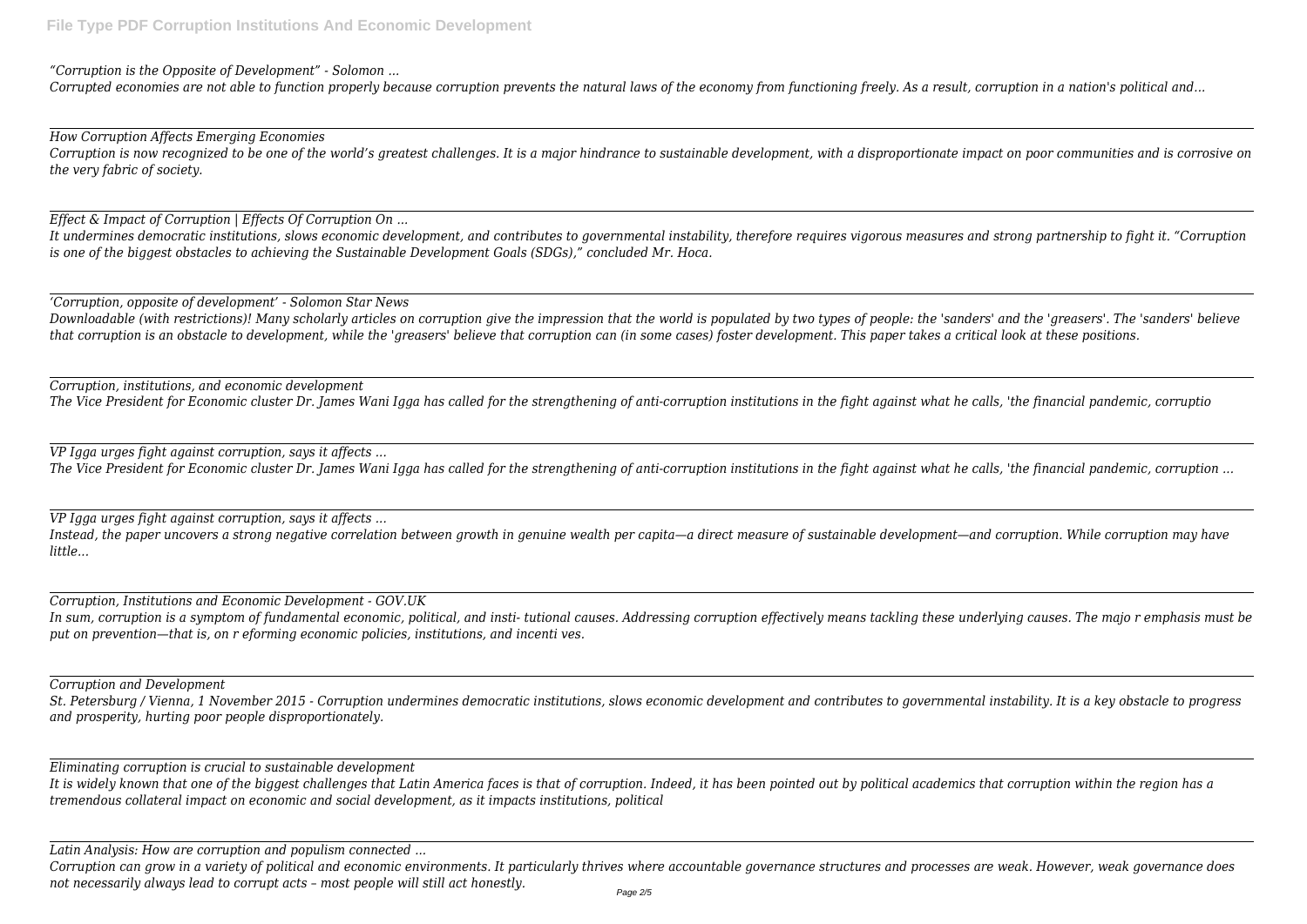*"Corruption is the Opposite of Development" - Solomon ...*

*Corrupted economies are not able to function properly because corruption prevents the natural laws of the economy from functioning freely. As a result, corruption in a nation's political and...*

---

*How Corruption Affects Emerging Economies*

*Corruption is now recognized to be one of the world's greatest challenges. It is a major hindrance to sustainable development, with a disproportionate impact on poor communities and is corrosive on the very fabric of society.*

---

*Effect & Impact of Corruption | Effects Of Corruption On ...*

*It undermines democratic institutions, slows economic development, and contributes to governmental instability, therefore requires vigorous measures and strong partnership to fight it. "Corruption is one of the biggest obstacles to achieving the Sustainable Development Goals (SDGs)," concluded Mr. Hoca.*

---

*'Corruption, opposite of development' - Solomon Star News*

*Downloadable (with restrictions)! Many scholarly articles on corruption give the impression that the world is populated by two types of people: the 'sanders' and the 'greasers'. The 'sanders' believe that corruption is an obstacle to development, while the 'greasers' believe that corruption can (in some cases) foster development. This paper takes a critical look at these positions.*

---

*Corruption, institutions, and economic development*

*The Vice President for Economic cluster Dr. James Wani Igga has called for the strengthening of anti-corruption institutions in the fight against what he calls, 'the financial pandemic, corruptio*

---

*VP Igga urges fight against corruption, says it affects ...*

*The Vice President for Economic cluster Dr. James Wani Igga has called for the strengthening of anti-corruption institutions in the fight against what he calls, 'the financial pandemic, corruption ...*

---

*VP Igga urges fight against corruption, says it affects ...*

*Instead, the paper uncovers a strong negative correlation between growth in genuine wealth per capita—a direct measure of sustainable development—and corruption. While corruption may have little...*

---

*Corruption, Institutions and Economic Development - GOV.UK*

*In sum, corruption is a symptom of fundamental economic, political, and insti- tutional causes. Addressing corruption effectively means tackling these underlying causes. The majo r emphasis must be put on prevention—that is, on r eforming economic policies, institutions, and incenti ves.*

---

*Corruption and Development*

*St. Petersburg / Vienna, 1 November 2015 - Corruption undermines democratic institutions, slows economic development and contributes to governmental instability. It is a key obstacle to progress and prosperity, hurting poor people disproportionately.*

---

*Eliminating corruption is crucial to sustainable development*

*It is widely known that one of the biggest challenges that Latin America faces is that of corruption. Indeed, it has been pointed out by political academics that corruption within the region has a tremendous collateral impact on economic and social development, as it impacts institutions, political*

---

*Latin Analysis: How are corruption and populism connected ...*

*Corruption can grow in a variety of political and economic environments. It particularly thrives where accountable governance structures and processes are weak. However, weak governance does not necessarily always lead to corrupt acts – most people will still act honestly.*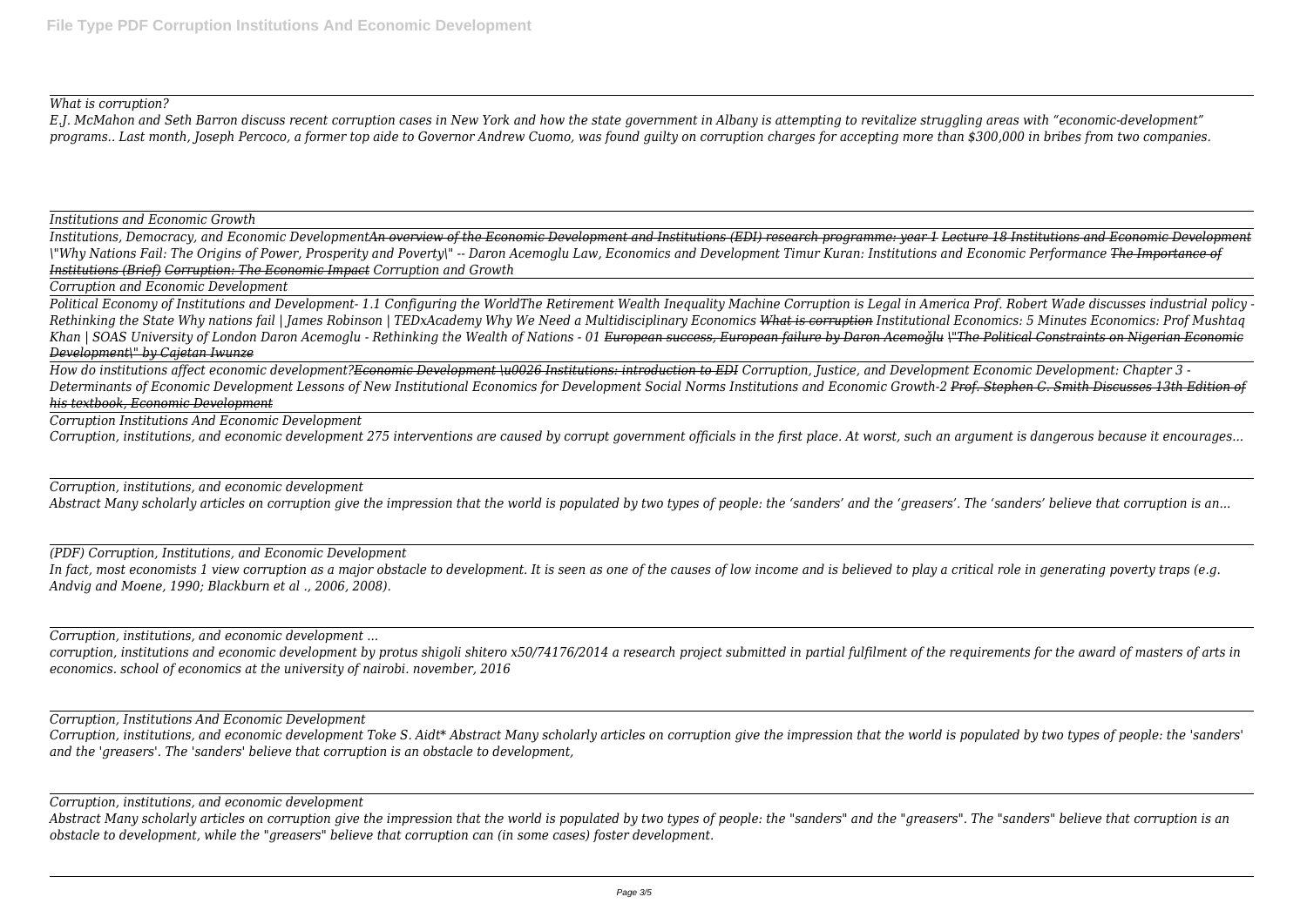*What is corruption?*

*E.J. McMahon and Seth Barron discuss recent corruption cases in New York and how the state government in Albany is attempting to revitalize struggling areas with "economic-development" programs.. Last month, Joseph Percoco, a former top aide to Governor Andrew Cuomo, was found guilty on corruption charges for accepting more than $300,000 in bribes from two companies.*

*Institutions and Economic Growth*

*Institutions, Democracy, and Economic Development~~An overview of the Economic Development and Institutions (EDI) research programme: year 1~~ ~~Lecture 18 Institutions and Economic Development~~ \"Why Nations Fail: The Origins of Power, Prosperity and Poverty\" -- Daron Acemoglu Law, Economics and Development Timur Kuran: Institutions and Economic Performance ~~The Importance of Institutions (Brief)~~ ~~Corruption: The Economic Impact~~ Corruption and Growth*

*Corruption and Economic Development*

*Political Economy of Institutions and Development- 1.1 Configuring the WorldThe Retirement Wealth Inequality Machine Corruption is Legal in America Prof. Robert Wade discusses industrial policy - Rethinking the State Why nations fail | James Robinson | TEDxAcademy Why We Need a Multidisciplinary Economics ~~What is corruption~~ Institutional Economics: 5 Minutes Economics: Prof Mushtaq Khan | SOAS University of London Daron Acemoglu - Rethinking the Wealth of Nations - 01 ~~European success, European failure by Daron Acemoğlu~~ ~~\"The Political Constraints on Nigerian Economic Development\" by Cajetan Iwunze~~*

*How do institutions affect economic development?~~Economic Development \u0026 Institutions: introduction to EDI~~ Corruption, Justice, and Development Economic Development: Chapter 3 - Determinants of Economic Development Lessons of New Institutional Economics for Development Social Norms Institutions and Economic Growth-2 ~~Prof. Stephen C. Smith Discusses 13th Edition of his textbook, Economic Development~~*

*Corruption Institutions And Economic Development*

*Corruption, institutions, and economic development 275 interventions are caused by corrupt government officials in the first place. At worst, such an argument is dangerous because it encourages...*

*Corruption, institutions, and economic development*

*Abstract Many scholarly articles on corruption give the impression that the world is populated by two types of people: the 'sanders' and the 'greasers'. The 'sanders' believe that corruption is an...*

*(PDF) Corruption, Institutions, and Economic Development*

*In fact, most economists 1 view corruption as a major obstacle to development. It is seen as one of the causes of low income and is believed to play a critical role in generating poverty traps (e.g. Andvig and Moene, 1990; Blackburn et al ., 2006, 2008).*

*Corruption, institutions, and economic development ...*

*corruption, institutions and economic development by protus shigoli shitero x50/74176/2014 a research project submitted in partial fulfilment of the requirements for the award of masters of arts in economics. school of economics at the university of nairobi. november, 2016*

*Corruption, Institutions And Economic Development*

*Corruption, institutions, and economic development Toke S. Aidt* Abstract Many scholarly articles on corruption give the impression that the world is populated by two types of people: the 'sanders' and the 'greasers'. The 'sanders' believe that corruption is an obstacle to development,*

*Corruption, institutions, and economic development*

*Abstract Many scholarly articles on corruption give the impression that the world is populated by two types of people: the "sanders" and the "greasers". The "sanders" believe that corruption is an obstacle to development, while the "greasers" believe that corruption can (in some cases) foster development.*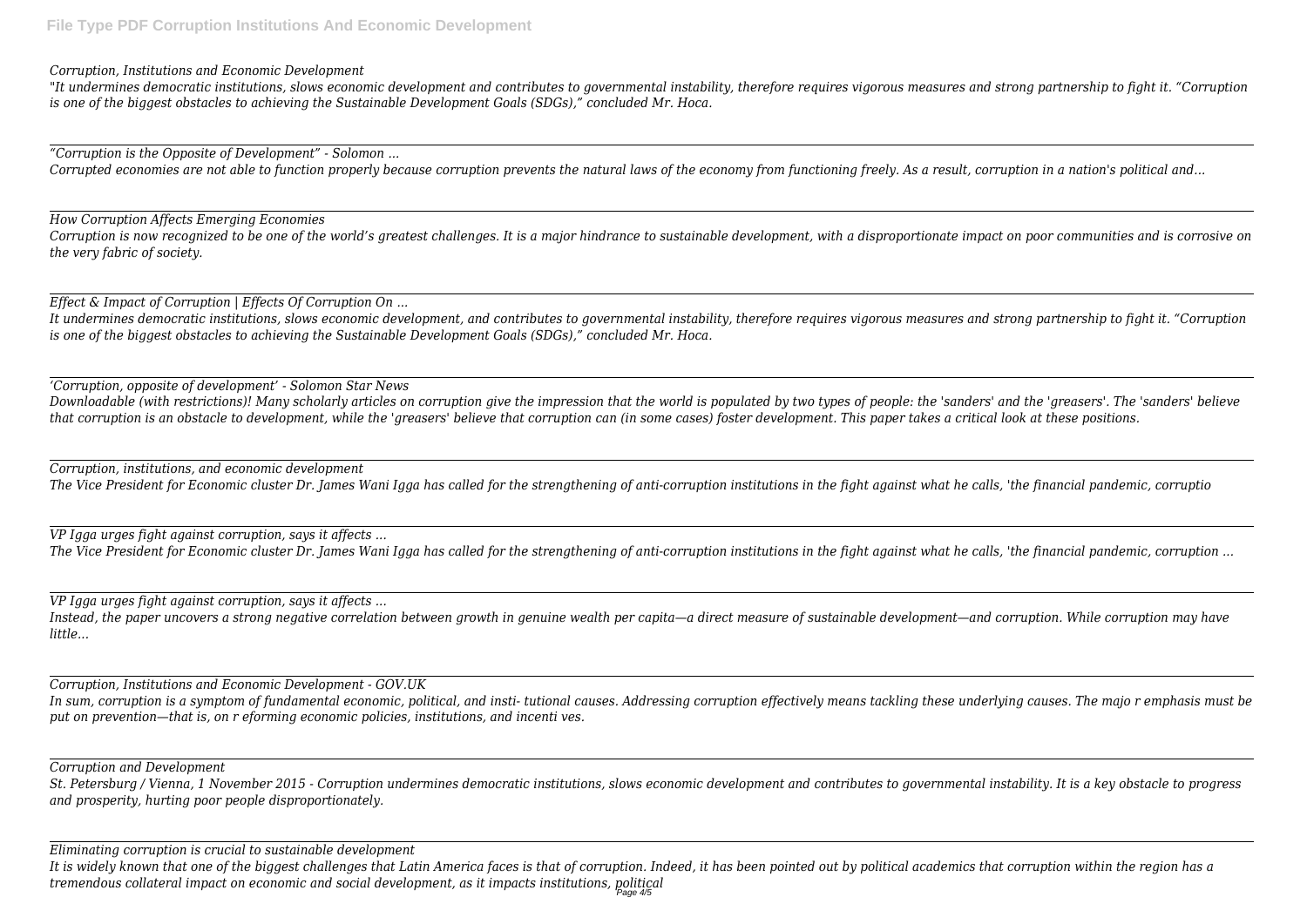*Corruption, Institutions and Economic Development*

*"It undermines democratic institutions, slows economic development and contributes to governmental instability, therefore requires vigorous measures and strong partnership to fight it. "Corruption is one of the biggest obstacles to achieving the Sustainable Development Goals (SDGs)," concluded Mr. Hoca.*

---

*"Corruption is the Opposite of Development" - Solomon ...*

*Corrupted economies are not able to function properly because corruption prevents the natural laws of the economy from functioning freely. As a result, corruption in a nation's political and...*

---

*How Corruption Affects Emerging Economies*

*Corruption is now recognized to be one of the world's greatest challenges. It is a major hindrance to sustainable development, with a disproportionate impact on poor communities and is corrosive on the very fabric of society.*

---

*Effect & Impact of Corruption | Effects Of Corruption On ...*

*It undermines democratic institutions, slows economic development, and contributes to governmental instability, therefore requires vigorous measures and strong partnership to fight it. "Corruption is one of the biggest obstacles to achieving the Sustainable Development Goals (SDGs)," concluded Mr. Hoca.*

---

*'Corruption, opposite of development' - Solomon Star News*

*Downloadable (with restrictions)! Many scholarly articles on corruption give the impression that the world is populated by two types of people: the 'sanders' and the 'greasers'. The 'sanders' believe that corruption is an obstacle to development, while the 'greasers' believe that corruption can (in some cases) foster development. This paper takes a critical look at these positions.*

---

*Corruption, institutions, and economic development*

*The Vice President for Economic cluster Dr. James Wani Igga has called for the strengthening of anti-corruption institutions in the fight against what he calls, 'the financial pandemic, corruptio*

---

*VP Igga urges fight against corruption, says it affects ...*

*The Vice President for Economic cluster Dr. James Wani Igga has called for the strengthening of anti-corruption institutions in the fight against what he calls, 'the financial pandemic, corruption ...*

---

*VP Igga urges fight against corruption, says it affects ...*

*Instead, the paper uncovers a strong negative correlation between growth in genuine wealth per capita—a direct measure of sustainable development—and corruption. While corruption may have little...*

---

*Corruption, Institutions and Economic Development - GOV.UK*

*In sum, corruption is a symptom of fundamental economic, political, and insti- tutional causes. Addressing corruption effectively means tackling these underlying causes. The majo r emphasis must be put on prevention—that is, on r eforming economic policies, institutions, and incenti ves.*

---

*Corruption and Development*

*St. Petersburg / Vienna, 1 November 2015 - Corruption undermines democratic institutions, slows economic development and contributes to governmental instability. It is a key obstacle to progress and prosperity, hurting poor people disproportionately.*

---

*Eliminating corruption is crucial to sustainable development*

*It is widely known that one of the biggest challenges that Latin America faces is that of corruption. Indeed, it has been pointed out by political academics that corruption within the region has a tremendous collateral impact on economic and social development, as it impacts institutions, political*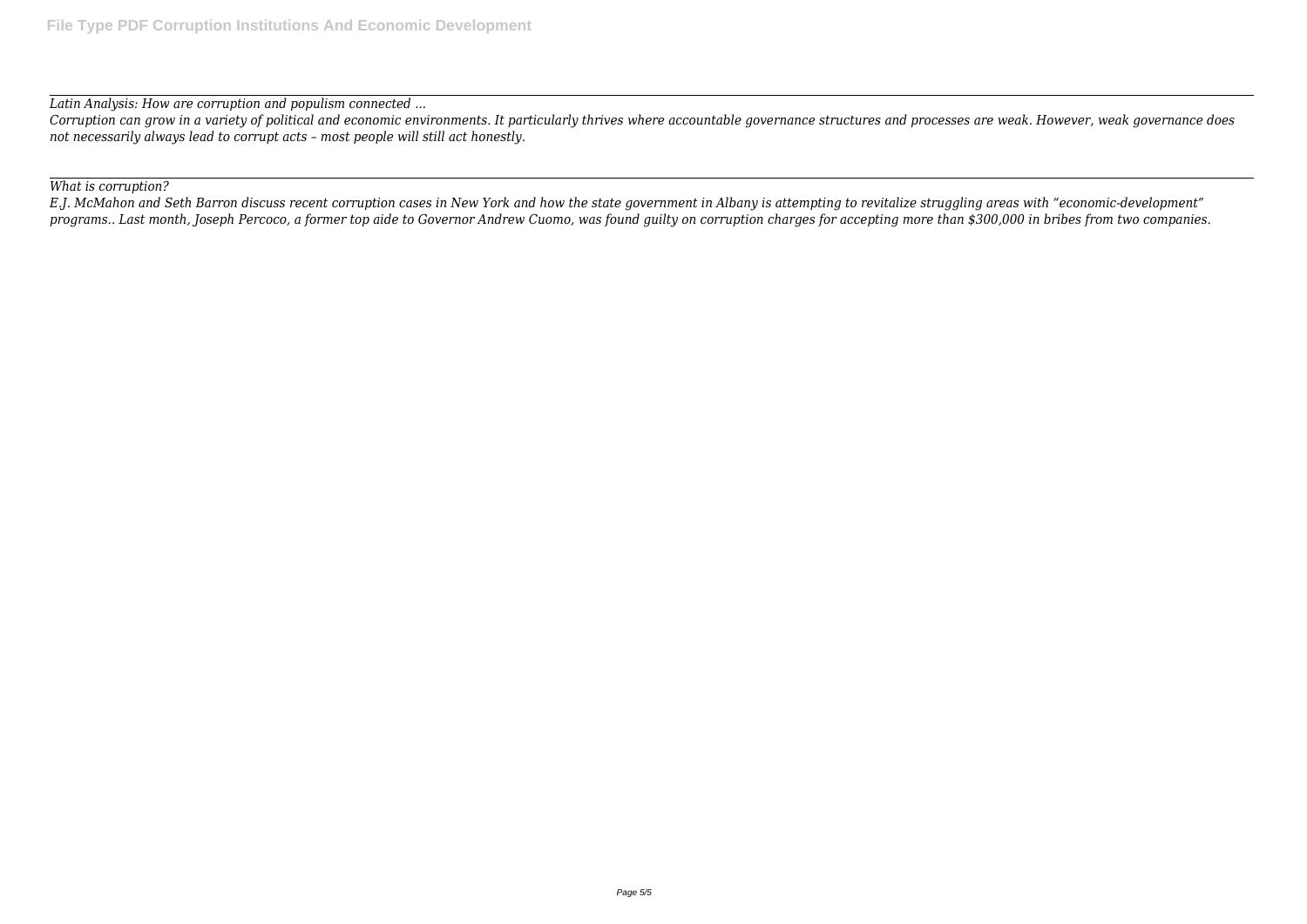*Latin Analysis: How are corruption and populism connected ...*

*Corruption can grow in a variety of political and economic environments. It particularly thrives where accountable governance structures and processes are weak. However, weak governance does not necessarily always lead to corrupt acts – most people will still act honestly.*

---

*What is corruption?*

*E.J. McMahon and Seth Barron discuss recent corruption cases in New York and how the state government in Albany is attempting to revitalize struggling areas with "economic-development" programs.. Last month, Joseph Percoco, a former top aide to Governor Andrew Cuomo, was found guilty on corruption charges for accepting more than $300,000 in bribes from two companies.*